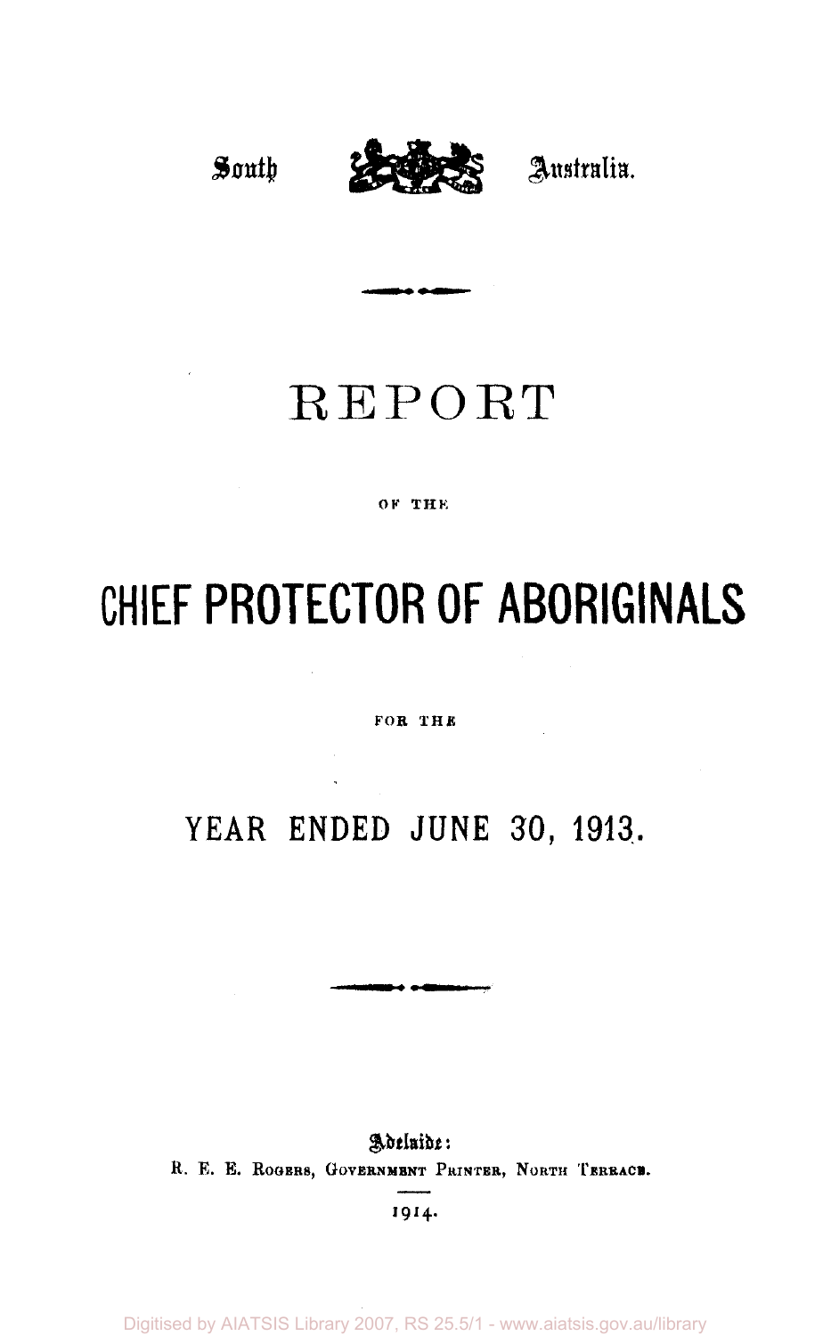South Australia.

# REPORT

OF THE

# CHIEF PROTECTOR OF ABORIGINALS

FOR THE

## YEAR ENDED JUNE 30, 1913.

Adelaide:
R. E. E. ROGERS, GOVERNMENT PRINTER, NORTH TERRACE.

1914.

Digitised by AIATSIS Library 2007, RS 25.5/1 - www.aiatsis.gov.au/library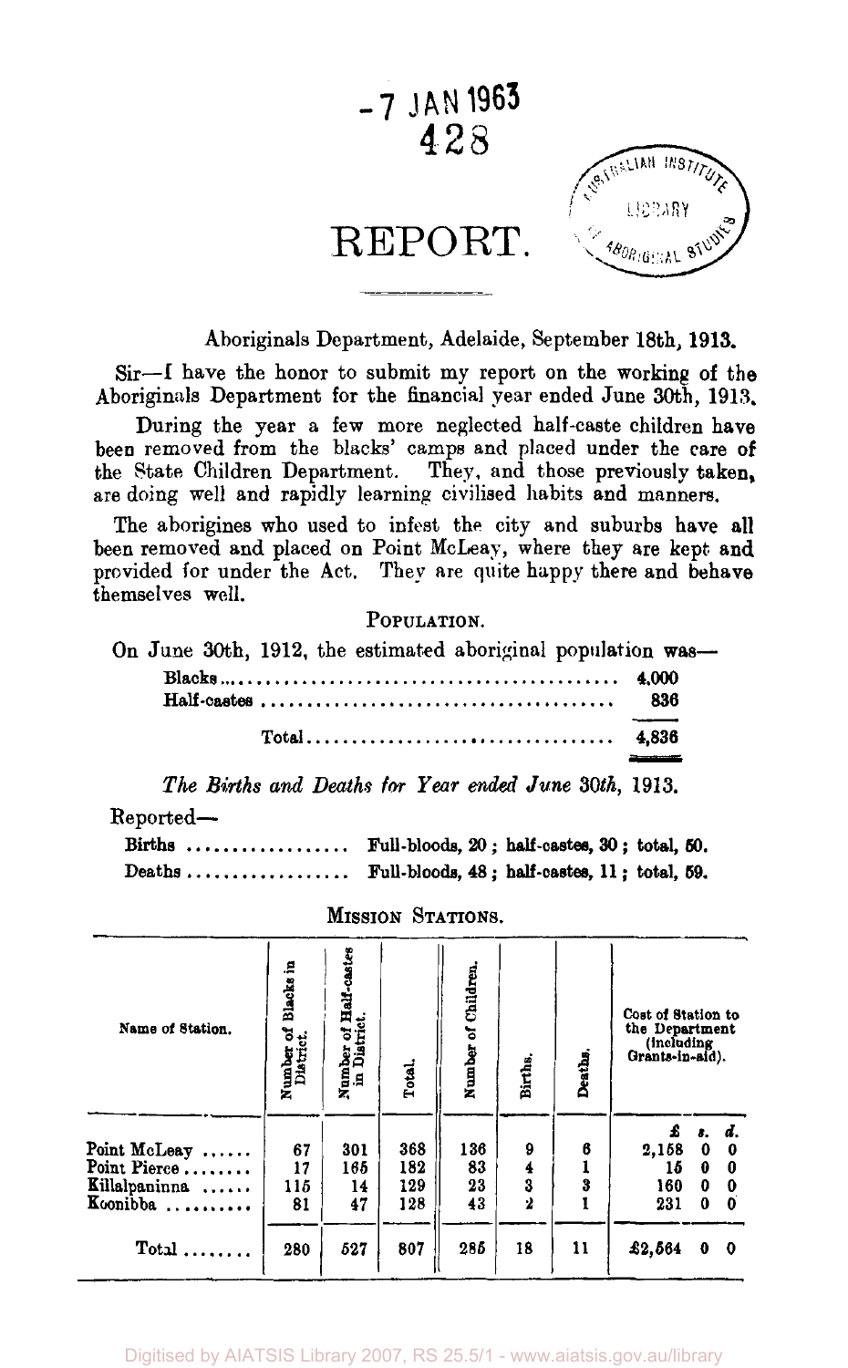-7 JAN 1963
428

# REPORT.

Aboriginals Department, Adelaide, September 18th, 1913.

Sir—I have the honor to submit my report on the working of the Aboriginals Department for the financial year ended June 30th, 1913.

During the year a few more neglected half-caste children have been removed from the blacks' camps and placed under the care of the State Children Department. They, and those previously taken, are doing well and rapidly learning civilised habits and manners.

The aborigines who used to infest the city and suburbs have all been removed and placed on Point McLeay, where they are kept and provided for under the Act. They are quite happy there and behave themselves well.

## POPULATION.

On June 30th, 1912, the estimated aboriginal population was—

| | |
|---|---|
| Blacks | 4,000 |
| Half-castes | 836 |
| Total | 4,836 |

*The Births and Deaths for Year ended June 30th, 1913.*

Reported—

| | |
|---|---|
| Births | Full-bloods, 20; half-castes, 30; total, 50. |
| Deaths | Full-bloods, 48; half-castes, 11; total, 59. |

## MISSION STATIONS.

| Name of Station. | Number of Blacks in District. | Number of Half-castes in District. | Total. | Number of Children. | Births. | Deaths. | Cost of Station to the Department (including Grants-in-aid). £ s. d. |
|---|---|---|---|---|---|---|---|
| Point McLeay | 67 | 301 | 368 | 136 | 9 | 6 | 2,158 0 0 |
| Point Pierce | 17 | 165 | 182 | 83 | 4 | 1 | 15 0 0 |
| Killalpaninna | 115 | 14 | 129 | 23 | 3 | 3 | 160 0 0 |
| Koonibba | 81 | 47 | 128 | 43 | 2 | 1 | 231 0 0 |
| Total | 280 | 527 | 807 | 285 | 18 | 11 | £2,564 0 0 |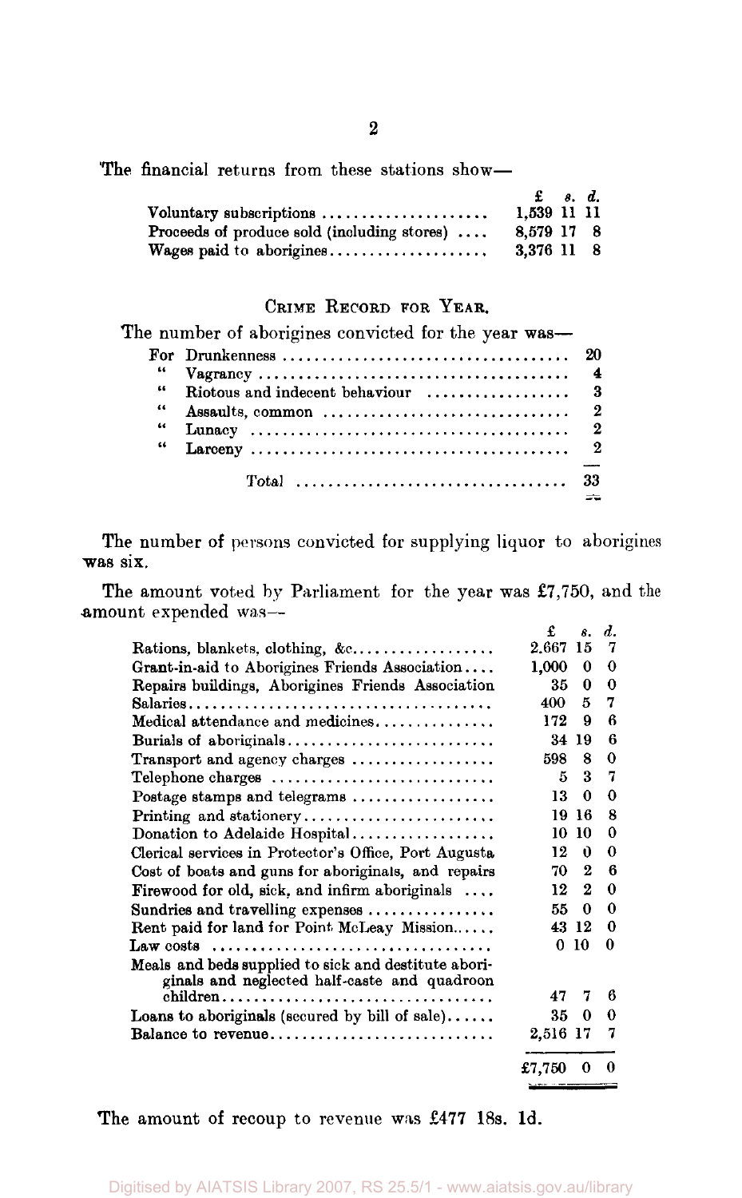The financial returns from these stations show—

| | £ | s. | d. |
|---|---|---|---|
| Voluntary subscriptions | 1,539 | 11 | 11 |
| Proceeds of produce sold (including stores) | 8,579 | 17 | 8 |
| Wages paid to aborigines | 3,376 | 11 | 8 |

## Crime Record for Year.

The number of aborigines convicted for the year was—

| | |
|---|---|
| For Drunkenness | 20 |
| " Vagrancy | 4 |
| " Riotous and indecent behaviour | 3 |
| " Assaults, common | 2 |
| " Lunacy | 2 |
| " Larceny | 2 |
| Total | 33 |

The number of persons convicted for supplying liquor to aborigines was six.

The amount voted by Parliament for the year was £7,750, and the amount expended was—

| | £ | s. | d. |
|---|---|---|---|
| Rations, blankets, clothing, &c. | 2,667 | 15 | 7 |
| Grant-in-aid to Aborigines Friends Association | 1,000 | 0 | 0 |
| Repairs buildings, Aborigines Friends Association | 35 | 0 | 0 |
| Salaries | 400 | 5 | 7 |
| Medical attendance and medicines | 172 | 9 | 6 |
| Burials of aboriginals | 34 | 19 | 6 |
| Transport and agency charges | 598 | 8 | 0 |
| Telephone charges | 5 | 3 | 7 |
| Postage stamps and telegrams | 13 | 0 | 0 |
| Printing and stationery | 19 | 16 | 8 |
| Donation to Adelaide Hospital | 10 | 10 | 0 |
| Clerical services in Protector's Office, Port Augusta | 12 | 0 | 0 |
| Cost of boats and guns for aboriginals, and repairs | 70 | 2 | 6 |
| Firewood for old, sick, and infirm aboriginals | 12 | 2 | 0 |
| Sundries and travelling expenses | 55 | 0 | 0 |
| Rent paid for land for Point McLeay Mission | 43 | 12 | 0 |
| Law costs | 0 | 10 | 0 |
| Meals and beds supplied to sick and destitute aboriginals and neglected half-caste and quadroon children | 47 | 7 | 6 |
| Loans to aboriginals (secured by bill of sale) | 35 | 0 | 0 |
| Balance to revenue | 2,516 | 17 | 7 |
| | £7,750 | 0 | 0 |

The amount of recoup to revenue was £477 18s. 1d.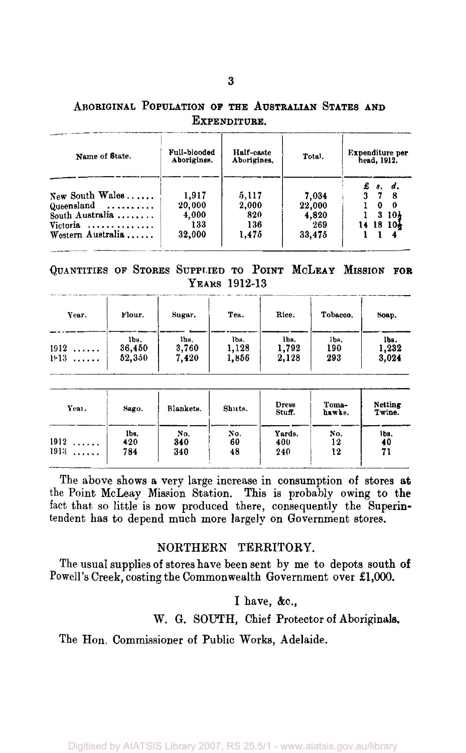## Aboriginal Population of the Australian States and Expenditure.

| Name of State. | Full-blooded Aborigines. | Half-caste Aborigines. | Total. | Expenditure per head, 1912. |
|---|---|---|---|---|
| | | | | £ s. d. |
| New South Wales ...... | 1,917 | 5,117 | 7,034 | 3 7 8 |
| Queensland .......... | 20,000 | 2,000 | 22,000 | 1 0 0 |
| South Australia ........ | 4,000 | 820 | 4,820 | 1 3 10½ |
| Victoria .............. | 133 | 136 | 269 | 14 18 10½ |
| Western Australia ...... | 32,000 | 1,475 | 33,475 | 1 1 4 |

## Quantities of Stores Supplied to Point McLeay Mission for Years 1912-13

| Year. | Flour. | Sugar. | Tea. | Rice. | Tobacco. | Soap. |
|---|---|---|---|---|---|---|
| | lbs. | lbs. | lbs. | lbs. | lbs. | lbs. |
| 1912 ...... | 36,450 | 3,760 | 1,128 | 1,792 | 190 | 1,232 |
| 1913 ...... | 52,350 | 7,420 | 1,856 | 2,128 | 293 | 3,024 |

| Year. | Sago. | Blankets. | Shirts. | Dress Stuff. | Tomahawks. | Netting Twine. |
|---|---|---|---|---|---|---|
| | lbs. | No. | No. | Yards. | No. | lbs. |
| 1912 ...... | 420 | 340 | 60 | 400 | 12 | 40 |
| 1913 ...... | 784 | 340 | 48 | 240 | 12 | 71 |

The above shows a very large increase in consumption of stores at the Point McLeay Mission Station. This is probably owing to the fact that so little is now produced there, consequently the Superintendent has to depend much more largely on Government stores.

## NORTHERN TERRITORY.

The usual supplies of stores have been sent by me to depots south of Powell's Creek, costing the Commonwealth Government over £1,000.

I have, &c.,

W. G. SOUTH, Chief Protector of Aboriginals.

The Hon. Commissioner of Public Works, Adelaide.